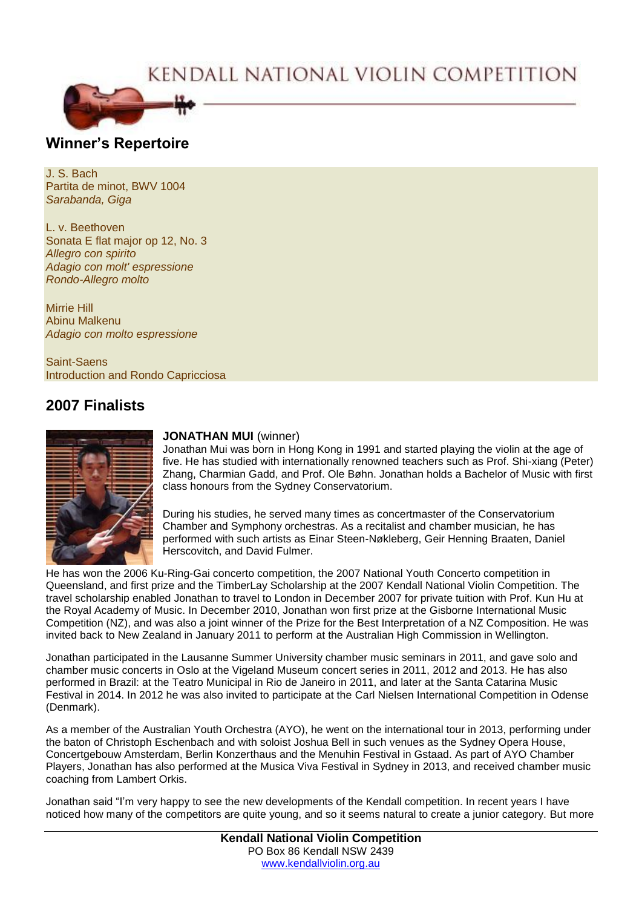# KENDALL NATIONAL VIOLIN COMPETITION

## Winner's Repertoire

J. S. Bach
Partita de minot, BWV 1004
*Sarabanda, Giga*

L. v. Beethoven
Sonata E flat major op 12, No. 3
*Allegro con spirito*
*Adagio con molt' espressione*
*Rondo-Allegro molto*

Mirrie Hill
Abinu Malkenu
*Adagio con molto espressione*

Saint-Saens
Introduction and Rondo Capricciosa

## 2007 Finalists

**JONATHAN MUI** (winner)
Jonathan Mui was born in Hong Kong in 1991 and started playing the violin at the age of five. He has studied with internationally renowned teachers such as Prof. Shi-xiang (Peter) Zhang, Charmian Gadd, and Prof. Ole Bøhn. Jonathan holds a Bachelor of Music with first class honours from the Sydney Conservatorium.

During his studies, he served many times as concertmaster of the Conservatorium Chamber and Symphony orchestras. As a recitalist and chamber musician, he has performed with such artists as Einar Steen-Nøkleberg, Geir Henning Braaten, Daniel Herscovitch, and David Fulmer.

He has won the 2006 Ku-Ring-Gai concerto competition, the 2007 National Youth Concerto competition in Queensland, and first prize and the TimberLay Scholarship at the 2007 Kendall National Violin Competition. The travel scholarship enabled Jonathan to travel to London in December 2007 for private tuition with Prof. Kun Hu at the Royal Academy of Music. In December 2010, Jonathan won first prize at the Gisborne International Music Competition (NZ), and was also a joint winner of the Prize for the Best Interpretation of a NZ Composition. He was invited back to New Zealand in January 2011 to perform at the Australian High Commission in Wellington.

Jonathan participated in the Lausanne Summer University chamber music seminars in 2011, and gave solo and chamber music concerts in Oslo at the Vigeland Museum concert series in 2011, 2012 and 2013. He has also performed in Brazil: at the Teatro Municipal in Rio de Janeiro in 2011, and later at the Santa Catarina Music Festival in 2014. In 2012 he was also invited to participate at the Carl Nielsen International Competition in Odense (Denmark).

As a member of the Australian Youth Orchestra (AYO), he went on the international tour in 2013, performing under the baton of Christoph Eschenbach and with soloist Joshua Bell in such venues as the Sydney Opera House, Concertgebouw Amsterdam, Berlin Konzerthaus and the Menuhin Festival in Gstaad. As part of AYO Chamber Players, Jonathan has also performed at the Musica Viva Festival in Sydney in 2013, and received chamber music coaching from Lambert Orkis.

Jonathan said "I'm very happy to see the new developments of the Kendall competition. In recent years I have noticed how many of the competitors are quite young, and so it seems natural to create a junior category. But more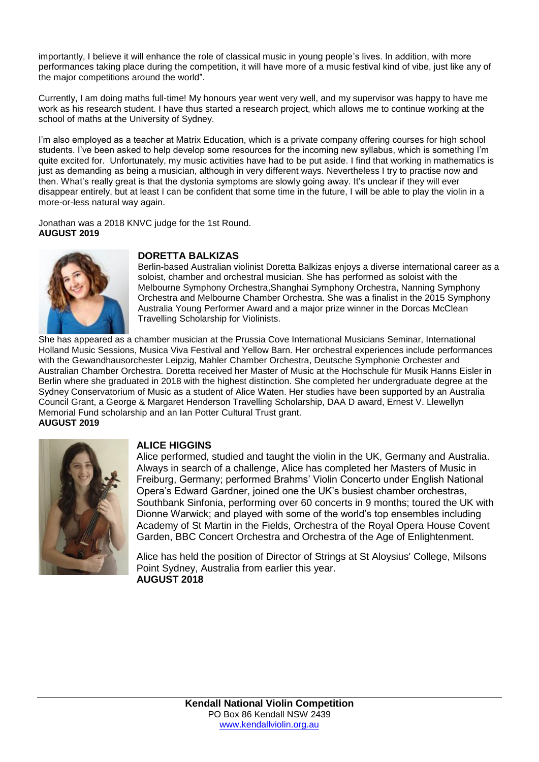importantly, I believe it will enhance the role of classical music in young people's lives. In addition, with more performances taking place during the competition, it will have more of a music festival kind of vibe, just like any of the major competitions around the world".

Currently, I am doing maths full-time! My honours year went very well, and my supervisor was happy to have me work as his research student. I have thus started a research project, which allows me to continue working at the school of maths at the University of Sydney.

I'm also employed as a teacher at Matrix Education, which is a private company offering courses for high school students. I've been asked to help develop some resources for the incoming new syllabus, which is something I'm quite excited for. Unfortunately, my music activities have had to be put aside. I find that working in mathematics is just as demanding as being a musician, although in very different ways. Nevertheless I try to practise now and then. What's really great is that the dystonia symptoms are slowly going away. It's unclear if they will ever disappear entirely, but at least I can be confident that some time in the future, I will be able to play the violin in a more-or-less natural way again.

Jonathan was a 2018 KNVC judge for the 1st Round.
**AUGUST 2019**

### DORETTA BALKIZAS

Berlin-based Australian violinist Doretta Balkizas enjoys a diverse international career as a soloist, chamber and orchestral musician. She has performed as soloist with the Melbourne Symphony Orchestra,Shanghai Symphony Orchestra, Nanning Symphony Orchestra and Melbourne Chamber Orchestra. She was a finalist in the 2015 Symphony Australia Young Performer Award and a major prize winner in the Dorcas McClean Travelling Scholarship for Violinists.

She has appeared as a chamber musician at the Prussia Cove International Musicians Seminar, International Holland Music Sessions, Musica Viva Festival and Yellow Barn. Her orchestral experiences include performances with the Gewandhausorchester Leipzig, Mahler Chamber Orchestra, Deutsche Symphonie Orchester and Australian Chamber Orchestra. Doretta received her Master of Music at the Hochschule für Musik Hanns Eisler in Berlin where she graduated in 2018 with the highest distinction. She completed her undergraduate degree at the Sydney Conservatorium of Music as a student of Alice Waten. Her studies have been supported by an Australia Council Grant, a George & Margaret Henderson Travelling Scholarship, DAA D award, Ernest V. Llewellyn Memorial Fund scholarship and an Ian Potter Cultural Trust grant.
**AUGUST 2019**

### ALICE HIGGINS

Alice performed, studied and taught the violin in the UK, Germany and Australia. Always in search of a challenge, Alice has completed her Masters of Music in Freiburg, Germany; performed Brahms' Violin Concerto under English National Opera's Edward Gardner, joined one the UK's busiest chamber orchestras, Southbank Sinfonia, performing over 60 concerts in 9 months; toured the UK with Dionne Warwick; and played with some of the world's top ensembles including Academy of St Martin in the Fields, Orchestra of the Royal Opera House Covent Garden, BBC Concert Orchestra and Orchestra of the Age of Enlightenment.

Alice has held the position of Director of Strings at St Aloysius' College, Milsons Point Sydney, Australia from earlier this year.
**AUGUST 2018**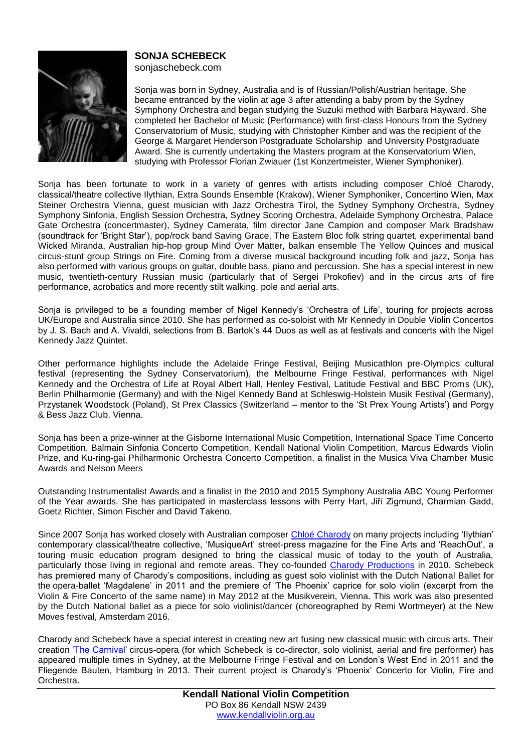**SONJA SCHEBECK**
sonjaschebeck.com

Sonja was born in Sydney, Australia and is of Russian/Polish/Austrian heritage. She became entranced by the violin at age 3 after attending a baby prom by the Sydney Symphony Orchestra and began studying the Suzuki method with Barbara Hayward. She completed her Bachelor of Music (Performance) with first-class Honours from the Sydney Conservatorium of Music, studying with Christopher Kimber and was the recipient of the George & Margaret Henderson Postgraduate Scholarship and University Postgraduate Award. She is currently undertaking the Masters program at the Konservatorium Wien, studying with Professor Florian Zwiauer (1st Konzertmeister, Wiener Symphoniker).

Sonja has been fortunate to work in a variety of genres with artists including composer Chloé Charody, classical/theatre collective Ilythian, Extra Sounds Ensemble (Krakow), Wiener Symphoniker, Concertino Wien, Max Steiner Orchestra Vienna, guest musician with Jazz Orchestra Tirol, the Sydney Symphony Orchestra, Sydney Symphony Sinfonia, English Session Orchestra, Sydney Scoring Orchestra, Adelaide Symphony Orchestra, Palace Gate Orchestra (concertmaster), Sydney Camerata, film director Jane Campion and composer Mark Bradshaw (soundtrack for 'Bright Star'), pop/rock band Saving Grace, The Eastern Bloc folk string quartet, experimental band Wicked Miranda, Australian hip-hop group Mind Over Matter, balkan ensemble The Yellow Quinces and musical circus-stunt group Strings on Fire. Coming from a diverse musical background incuding folk and jazz, Sonja has also performed with various groups on guitar, double bass, piano and percussion. She has a special interest in new music, twentieth-century Russian music (particularly that of Sergei Prokofiev) and in the circus arts of fire performance, acrobatics and more recently stilt walking, pole and aerial arts.

Sonja is privileged to be a founding member of Nigel Kennedy's 'Orchestra of Life', touring for projects across UK/Europe and Australia since 2010. She has performed as co-soloist with Mr Kennedy in Double Violin Concertos by J. S. Bach and A. Vivaldi, selections from B. Bartok's 44 Duos as well as at festivals and concerts with the Nigel Kennedy Jazz Quintet.

Other performance highlights include the Adelaide Fringe Festival, Beijing Musicathlon pre-Olympics cultural festival (representing the Sydney Conservatorium), the Melbourne Fringe Festival, performances with Nigel Kennedy and the Orchestra of Life at Royal Albert Hall, Henley Festival, Latitude Festival and BBC Proms (UK), Berlin Philharmonie (Germany) and with the Nigel Kennedy Band at Schleswig-Holstein Musik Festival (Germany), Przystanek Woodstock (Poland), St Prex Classics (Switzerland – mentor to the 'St Prex Young Artists') and Porgy & Bess Jazz Club, Vienna.

Sonja has been a prize-winner at the Gisborne International Music Competition, International Space Time Concerto Competition, Balmain Sinfonia Concerto Competition, Kendall National Violin Competition, Marcus Edwards Violin Prize, and Ku-ring-gai Philharmonic Orchestra Concerto Competition, a finalist in the Musica Viva Chamber Music Awards and Nelson Meers

Outstanding Instrumentalist Awards and a finalist in the 2010 and 2015 Symphony Australia ABC Young Performer of the Year awards. She has participated in masterclass lessons with Perry Hart, Jiří Zigmund, Charmian Gadd, Goetz Richter, Simon Fischer and David Takeno.

Since 2007 Sonja has worked closely with Australian composer Chloé Charody on many projects including 'Ilythian' contemporary classical/theatre collective, 'MusiqueArt' street-press magazine for the Fine Arts and 'ReachOut', a touring music education program designed to bring the classical music of today to the youth of Australia, particularly those living in regional and remote areas. They co-founded Charody Productions in 2010. Schebeck has premiered many of Charody's compositions, including as guest solo violinist with the Dutch National Ballet for the opera-ballet 'Magdalene' in 2011 and the premiere of 'The Phoenix' caprice for solo violin (excerpt from the Violin & Fire Concerto of the same name) in May 2012 at the Musikverein, Vienna. This work was also presented by the Dutch National ballet as a piece for solo violinist/dancer (choreographed by Remi Wortmeyer) at the New Moves festival, Amsterdam 2016.

Charody and Schebeck have a special interest in creating new art fusing new classical music with circus arts. Their creation 'The Carnival' circus-opera (for which Schebeck is co-director, solo violinist, aerial and fire performer) has appeared multiple times in Sydney, at the Melbourne Fringe Festival and on London's West End in 2011 and the Fliegende Bauten, Hamburg in 2013. Their current project is Charody's 'Phoenix' Concerto for Violin, Fire and Orchestra.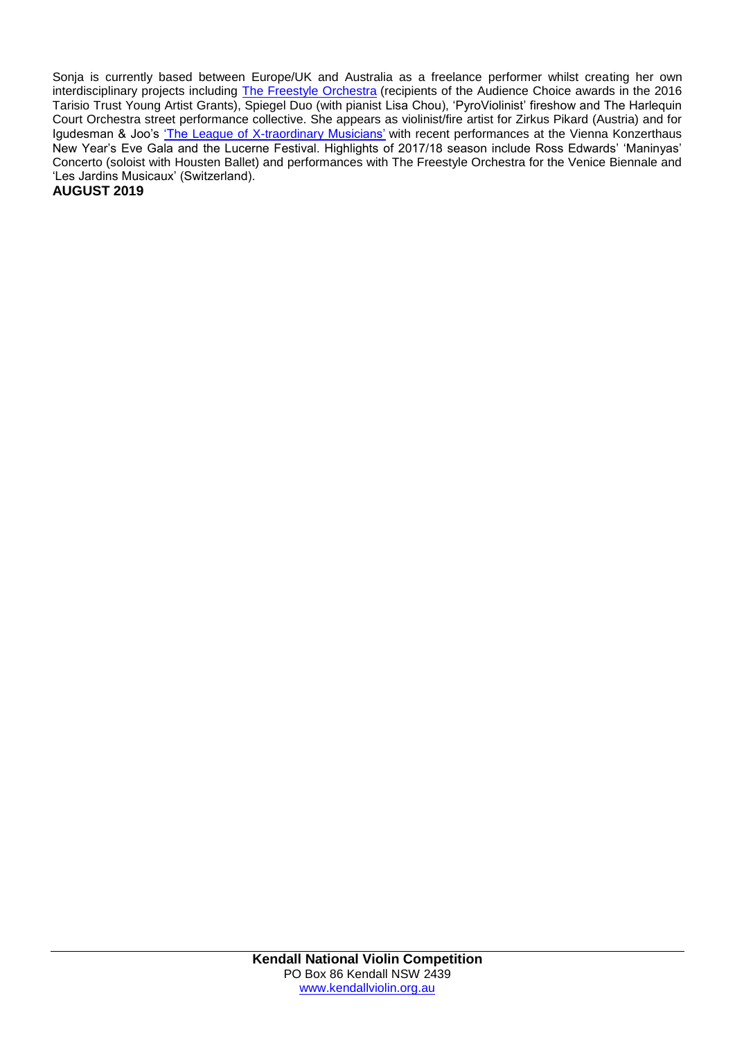Sonja is currently based between Europe/UK and Australia as a freelance performer whilst creating her own interdisciplinary projects including [The Freestyle Orchestra] (recipients of the Audience Choice awards in the 2016 Tarisio Trust Young Artist Grants), Spiegel Duo (with pianist Lisa Chou), 'PyroViolinist' fireshow and The Harlequin Court Orchestra street performance collective. She appears as violinist/fire artist for Zirkus Pikard (Austria) and for Igudesman & Joo's ['The League of X-traordinary Musicians'] with recent performances at the Vienna Konzerthaus New Year's Eve Gala and the Lucerne Festival. Highlights of 2017/18 season include Ross Edwards' 'Maninyas' Concerto (soloist with Housten Ballet) and performances with The Freestyle Orchestra for the Venice Biennale and 'Les Jardins Musicaux' (Switzerland).

**AUGUST 2019**

**Kendall National Violin Competition**
PO Box 86 Kendall NSW 2439
www.kendallviolin.org.au